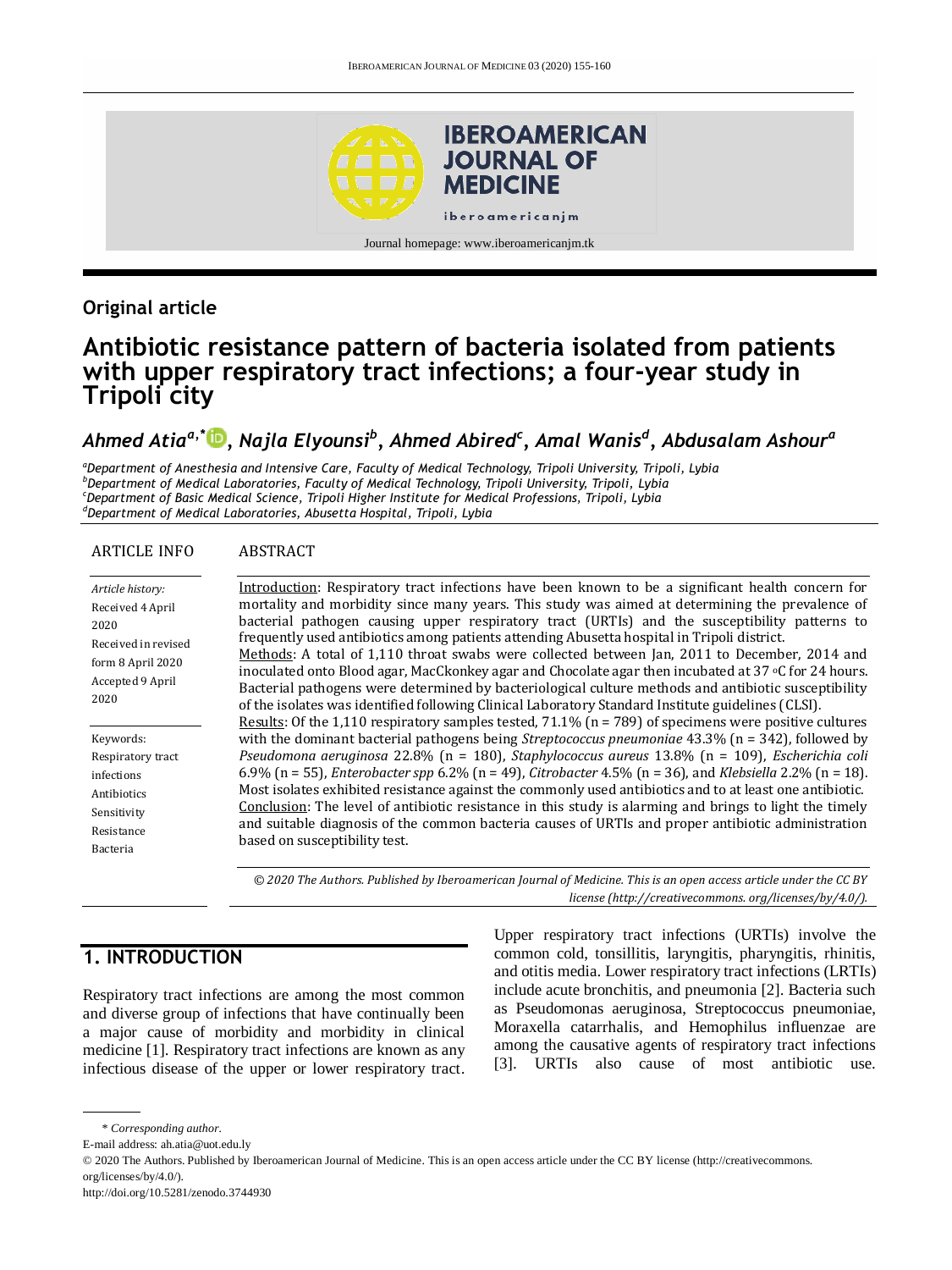Journal homepage: www.iberoamericanjm.tk

## Original article

# Antibiotic resistance pattern of bacteria isolated from patients with upper respiratory tract infections; a four-year study in Tripoli city

***Ahmed Atia[a,*], Najla Elyounsi[b], Ahmed Abired[c], Amal Wanis[d], Abdusalam Ashour[a]***

[a]*Department of Anesthesia and Intensive Care, Faculty of Medical Technology, Tripoli University, Tripoli, Lybia*
[b]*Department of Medical Laboratories, Faculty of Medical Technology, Tripoli University, Tripoli, Lybia*
[c]*Department of Basic Medical Science, Tripoli Higher Institute for Medical Professions, Tripoli, Lybia*
[d]*Department of Medical Laboratories, Abusetta Hospital, Tripoli, Lybia*

**ARTICLE INFO**

*Article history:*
Received 4 April 2020
Received in revised form 8 April 2020
Accepted 9 April 2020

Keywords:
Respiratory tract infections
Antibiotics
Sensitivity
Resistance
Bacteria

**ABSTRACT**

Introduction: Respiratory tract infections have been known to be a significant health concern for mortality and morbidity since many years. This study was aimed at determining the prevalence of bacterial pathogen causing upper respiratory tract (URTIs) and the susceptibility patterns to frequently used antibiotics among patients attending Abusetta hospital in Tripoli district.
Methods: A total of 1,110 throat swabs were collected between Jan, 2011 to December, 2014 and inoculated onto Blood agar, MacCkonkey agar and Chocolate agar then incubated at 37 ºC for 24 hours. Bacterial pathogens were determined by bacteriological culture methods and antibiotic susceptibility of the isolates was identified following Clinical Laboratory Standard Institute guidelines (CLSI).
Results: Of the 1,110 respiratory samples tested, 71.1% (n = 789) of specimens were positive cultures with the dominant bacterial pathogens being *Streptococcus pneumoniae* 43.3% (n = 342), followed by *Pseudomona aeruginosa* 22.8% (n = 180), *Staphylococcus aureus* 13.8% (n = 109), *Escherichia coli* 6.9% (n = 55), *Enterobacter spp* 6.2% (n = 49), *Citrobacter* 4.5% (n = 36), and *Klebsiella* 2.2% (n = 18). Most isolates exhibited resistance against the commonly used antibiotics and to at least one antibiotic.
Conclusion: The level of antibiotic resistance in this study is alarming and brings to light the timely and suitable diagnosis of the common bacteria causes of URTIs and proper antibiotic administration based on susceptibility test.

*© 2020 The Authors. Published by Iberoamerican Journal of Medicine. This is an open access article under the CC BY license (http://creativecommons. org/licenses/by/4.0/).*

## 1. INTRODUCTION

Respiratory tract infections are among the most common and diverse group of infections that have continually been a major cause of morbidity and morbidity in clinical medicine [1]. Respiratory tract infections are known as any infectious disease of the upper or lower respiratory tract. Upper respiratory tract infections (URTIs) involve the common cold, tonsillitis, laryngitis, pharyngitis, rhinitis, and otitis media. Lower respiratory tract infections (LRTIs) include acute bronchitis, and pneumonia [2]. Bacteria such as Pseudomonas aeruginosa, Streptococcus pneumoniae, Moraxella catarrhalis, and Hemophilus influenzae are among the causative agents of respiratory tract infections [3]. URTIs also cause of most antibiotic use.

\* *Corresponding author.*
E-mail address: ah.atia@uot.edu.ly
© 2020 The Authors. Published by Iberoamerican Journal of Medicine. This is an open access article under the CC BY license (http://creativecommons. org/licenses/by/4.0/).
http://doi.org/10.5281/zenodo.3744930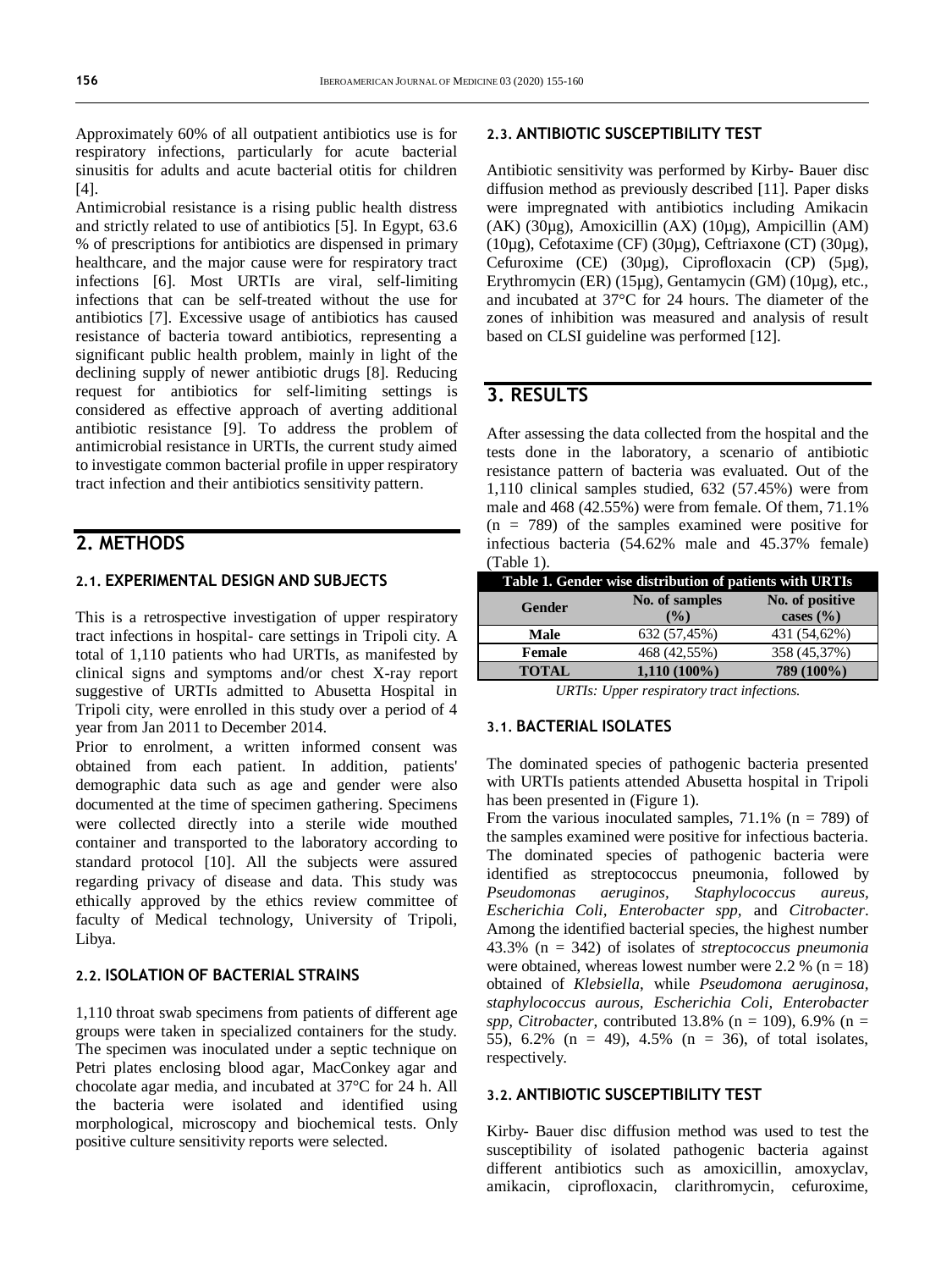Approximately 60% of all outpatient antibiotics use is for respiratory infections, particularly for acute bacterial sinusitis for adults and acute bacterial otitis for children [4].

Antimicrobial resistance is a rising public health distress and strictly related to use of antibiotics [5]. In Egypt, 63.6 % of prescriptions for antibiotics are dispensed in primary healthcare, and the major cause were for respiratory tract infections [6]. Most URTIs are viral, self-limiting infections that can be self-treated without the use for antibiotics [7]. Excessive usage of antibiotics has caused resistance of bacteria toward antibiotics, representing a significant public health problem, mainly in light of the declining supply of newer antibiotic drugs [8]. Reducing request for antibiotics for self-limiting settings is considered as effective approach of averting additional antibiotic resistance [9]. To address the problem of antimicrobial resistance in URTIs, the current study aimed to investigate common bacterial profile in upper respiratory tract infection and their antibiotics sensitivity pattern.

## 2. METHODS

### 2.1. EXPERIMENTAL DESIGN AND SUBJECTS

This is a retrospective investigation of upper respiratory tract infections in hospital- care settings in Tripoli city. A total of 1,110 patients who had URTIs, as manifested by clinical signs and symptoms and/or chest X-ray report suggestive of URTIs admitted to Abusetta Hospital in Tripoli city, were enrolled in this study over a period of 4 year from Jan 2011 to December 2014.

Prior to enrolment, a written informed consent was obtained from each patient. In addition, patients' demographic data such as age and gender were also documented at the time of specimen gathering. Specimens were collected directly into a sterile wide mouthed container and transported to the laboratory according to standard protocol [10]. All the subjects were assured regarding privacy of disease and data. This study was ethically approved by the ethics review committee of faculty of Medical technology, University of Tripoli, Libya.

### 2.2. ISOLATION OF BACTERIAL STRAINS

1,110 throat swab specimens from patients of different age groups were taken in specialized containers for the study. The specimen was inoculated under a septic technique on Petri plates enclosing blood agar, MacConkey agar and chocolate agar media, and incubated at 37°C for 24 h. All the bacteria were isolated and identified using morphological, microscopy and biochemical tests. Only positive culture sensitivity reports were selected.

### 2.3. ANTIBIOTIC SUSCEPTIBILITY TEST

Antibiotic sensitivity was performed by Kirby- Bauer disc diffusion method as previously described [11]. Paper disks were impregnated with antibiotics including Amikacin (AK) (30µg), Amoxicillin (AX) (10µg), Ampicillin (AM) (10µg), Cefotaxime (CF) (30µg), Ceftriaxone (CT) (30µg), Cefuroxime (CE) (30µg), Ciprofloxacin (CP) (5µg), Erythromycin (ER) (15µg), Gentamycin (GM) (10µg), etc., and incubated at 37°C for 24 hours. The diameter of the zones of inhibition was measured and analysis of result based on CLSI guideline was performed [12].

## 3. RESULTS

After assessing the data collected from the hospital and the tests done in the laboratory, a scenario of antibiotic resistance pattern of bacteria was evaluated. Out of the 1,110 clinical samples studied, 632 (57.45%) were from male and 468 (42.55%) were from female. Of them, 71.1% (n = 789) of the samples examined were positive for infectious bacteria (54.62% male and 45.37% female) (Table 1).

**Table 1. Gender wise distribution of patients with URTIs**

| Gender | No. of samples (%) | No. of positive cases (%) |
|---|---|---|
| Male | 632 (57,45%) | 431 (54,62%) |
| Female | 468 (42,55%) | 358 (45,37%) |
| **TOTAL** | **1,110 (100%)** | **789 (100%)** |

*URTIs: Upper respiratory tract infections.*

### 3.1. BACTERIAL ISOLATES

The dominated species of pathogenic bacteria presented with URTIs patients attended Abusetta hospital in Tripoli has been presented in (Figure 1).

From the various inoculated samples, 71.1% (n = 789) of the samples examined were positive for infectious bacteria. The dominated species of pathogenic bacteria were identified as streptococcus pneumonia, followed by *Pseudomonas aeruginos*, *Staphylococcus aureus*, *Escherichia Coli*, *Enterobacter spp*, and *Citrobacter*. Among the identified bacterial species, the highest number 43.3% (n = 342) of isolates of *streptococcus pneumonia* were obtained, whereas lowest number were 2.2 % (n = 18) obtained of *Klebsiella,* while *Pseudomona aeruginosa, staphylococcus aurous, Escherichia Coli, Enterobacter spp, Citrobacter,* contributed 13.8% (n = 109), 6.9% (n = 55), 6.2% (n = 49), 4.5% (n = 36), of total isolates, respectively.

### 3.2. ANTIBIOTIC SUSCEPTIBILITY TEST

Kirby- Bauer disc diffusion method was used to test the susceptibility of isolated pathogenic bacteria against different antibiotics such as amoxicillin, amoxyclav, amikacin, ciprofloxacin, clarithromycin, cefuroxime,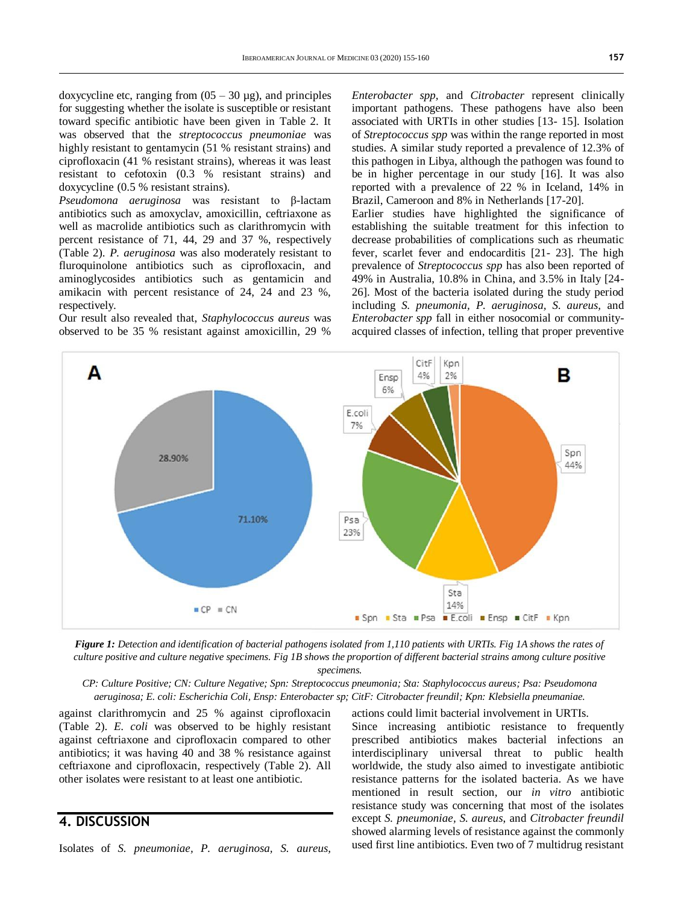doxycycline etc, ranging from (05 – 30 µg), and principles for suggesting whether the isolate is susceptible or resistant toward specific antibiotic have been given in Table 2. It was observed that the *streptococcus pneumoniae* was highly resistant to gentamycin (51 % resistant strains) and ciprofloxacin (41 % resistant strains), whereas it was least resistant to cefotoxin (0.3 % resistant strains) and doxycycline (0.5 % resistant strains).

*Pseudomona aeruginosa* was resistant to β-lactam antibiotics such as amoxyclav, amoxicillin, ceftriaxone as well as macrolide antibiotics such as clarithromycin with percent resistance of 71, 44, 29 and 37 %, respectively (Table 2). *P. aeruginosa* was also moderately resistant to fluroquinolone antibiotics such as ciprofloxacin, and aminoglycosides antibiotics such as gentamicin and amikacin with percent resistance of 24, 24 and 23 %, respectively.

Our result also revealed that, *Staphylococcus aureus* was observed to be 35 % resistant against amoxicillin, 29 % against clarithromycin and 25 % against ciprofloxacin (Table 2). *E. coli* was observed to be highly resistant against ceftriaxone and ciprofloxacin compared to other antibiotics; it was having 40 and 38 % resistance against ceftriaxone and ciprofloxacin, respectively (Table 2). All other isolates were resistant to at least one antibiotic.

**Figure 1:** *Detection and identification of bacterial pathogens isolated from 1,110 patients with URTIs. Fig 1A shows the rates of culture positive and culture negative specimens. Fig 1B shows the proportion of different bacterial strains among culture positive specimens.*

*CP: Culture Positive; CN: Culture Negative; Spn: Streptococcus pneumonia; Sta: Staphylococcus aureus; Psa: Pseudomona aeruginosa; E. coli: Escherichia Coli, Ensp: Enterobacter sp; CitF: Citrobacter freundil; Kpn: Klebsiella pneumaniae.*

## 4. DISCUSSION

Isolates of *S. pneumoniae, P. aeruginosa, S. aureus, Enterobacter spp*, and *Citrobacter* represent clinically important pathogens. These pathogens have also been associated with URTIs in other studies [13- 15]. Isolation of *Streptococcus spp* was within the range reported in most studies. A similar study reported a prevalence of 12.3% of this pathogen in Libya, although the pathogen was found to be in higher percentage in our study [16]. It was also reported with a prevalence of 22 % in Iceland, 14% in Brazil, Cameroon and 8% in Netherlands [17-20].

Earlier studies have highlighted the significance of establishing the suitable treatment for this infection to decrease probabilities of complications such as rheumatic fever, scarlet fever and endocarditis [21- 23]. The high prevalence of *Streptococcus spp* has also been reported of 49% in Australia, 10.8% in China, and 3.5% in Italy [24-26]. Most of the bacteria isolated during the study period including *S. pneumonia, P. aeruginosa, S. aureus,* and *Enterobacter spp* fall in either nosocomial or community-acquired classes of infection, telling that proper preventive actions could limit bacterial involvement in URTIs.

Since increasing antibiotic resistance to frequently prescribed antibiotics makes bacterial infections an interdisciplinary universal threat to public health worldwide, the study also aimed to investigate antibiotic resistance patterns for the isolated bacteria. As we have mentioned in result section, our *in vitro* antibiotic resistance study was concerning that most of the isolates except *S. pneumoniae*, *S. aureus*, and *Citrobacter freundil* showed alarming levels of resistance against the commonly used first line antibiotics. Even two of 7 multidrug resistant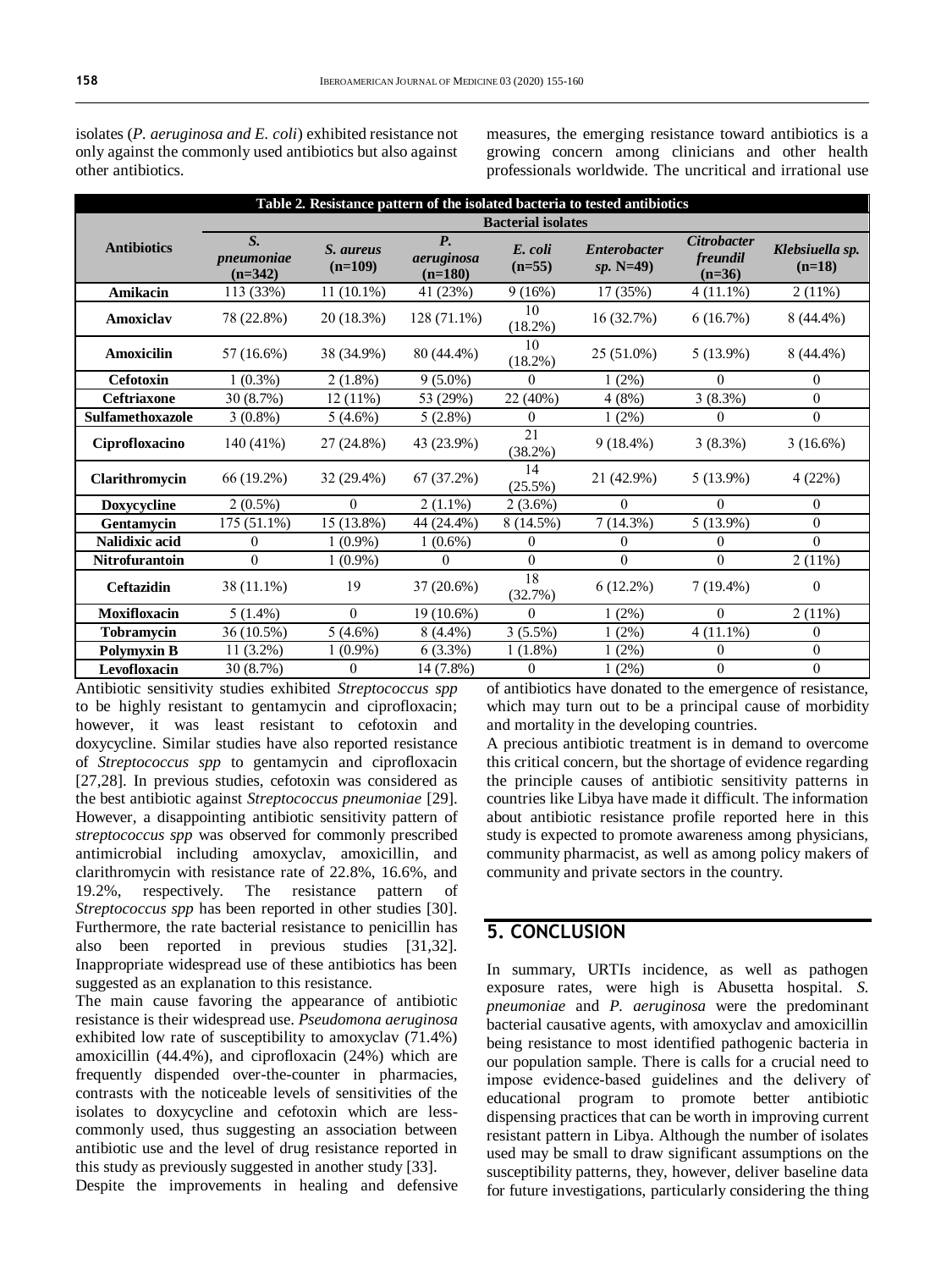isolates (*P. aeruginosa and E. coli*) exhibited resistance not only against the commonly used antibiotics but also against other antibiotics.

measures, the emerging resistance toward antibiotics is a growing concern among clinicians and other health professionals worldwide. The uncritical and irrational use

**Table 2. Resistance pattern of the isolated bacteria to tested antibiotics**

| Antibiotics | Bacterial isolates | | | | | | |
|---|---|---|---|---|---|---|---|
| | *S. pneumoniae* (n=342) | *S. aureus* (n=109) | *P. aeruginosa* (n=180) | *E. coli* (n=55) | *Enterobacter sp.* N=49) | *Citrobacter freundil* (n=36) | *Klebsiuella sp.* (n=18) |
| **Amikacin** | 113 (33%) | 11 (10.1%) | 41 (23%) | 9 (16%) | 17 (35%) | 4 (11.1%) | 2 (11%) |
| **Amoxiclav** | 78 (22.8%) | 20 (18.3%) | 128 (71.1%) | 10 (18.2%) | 16 (32.7%) | 6 (16.7%) | 8 (44.4%) |
| **Amoxicilin** | 57 (16.6%) | 38 (34.9%) | 80 (44.4%) | 10 (18.2%) | 25 (51.0%) | 5 (13.9%) | 8 (44.4%) |
| **Cefotoxin** | 1 (0.3%) | 2 (1.8%) | 9 (5.0%) | 0 | 1 (2%) | 0 | 0 |
| **Ceftriaxone** | 30 (8.7%) | 12 (11%) | 53 (29%) | 22 (40%) | 4 (8%) | 3 (8.3%) | 0 |
| **Sulfamethoxazole** | 3 (0.8%) | 5 (4.6%) | 5 (2.8%) | 0 | 1 (2%) | 0 | 0 |
| **Ciprofloxacino** | 140 (41%) | 27 (24.8%) | 43 (23.9%) | 21 (38.2%) | 9 (18.4%) | 3 (8.3%) | 3 (16.6%) |
| **Clarithromycin** | 66 (19.2%) | 32 (29.4%) | 67 (37.2%) | 14 (25.5%) | 21 (42.9%) | 5 (13.9%) | 4 (22%) |
| **Doxycycline** | 2 (0.5%) | 0 | 2 (1.1%) | 2 (3.6%) | 0 | 0 | 0 |
| **Gentamycin** | 175 (51.1%) | 15 (13.8%) | 44 (24.4%) | 8 (14.5%) | 7 (14.3%) | 5 (13.9%) | 0 |
| **Nalidixic acid** | 0 | 1 (0.9%) | 1 (0.6%) | 0 | 0 | 0 | 0 |
| **Nitrofurantoin** | 0 | 1 (0.9%) | 0 | 0 | 0 | 0 | 2 (11%) |
| **Ceftazidin** | 38 (11.1%) | 19 | 37 (20.6%) | 18 (32.7%) | 6 (12.2%) | 7 (19.4%) | 0 |
| **Moxifloxacin** | 5 (1.4%) | 0 | 19 (10.6%) | 0 | 1 (2%) | 0 | 2 (11%) |
| **Tobramycin** | 36 (10.5%) | 5 (4.6%) | 8 (4.4%) | 3 (5.5%) | 1 (2%) | 4 (11.1%) | 0 |
| **Polymyxin B** | 11 (3.2%) | 1 (0.9%) | 6 (3.3%) | 1 (1.8%) | 1 (2%) | 0 | 0 |
| **Levofloxacin** | 30 (8.7%) | 0 | 14 (7.8%) | 0 | 1 (2%) | 0 | 0 |

Antibiotic sensitivity studies exhibited *Streptococcus spp* to be highly resistant to gentamycin and ciprofloxacin; however, it was least resistant to cefotoxin and doxycycline. Similar studies have also reported resistance of *Streptococcus spp* to gentamycin and ciprofloxacin [27,28]. In previous studies, cefotoxin was considered as the best antibiotic against *Streptococcus pneumoniae* [29]. However, a disappointing antibiotic sensitivity pattern of *streptococcus spp* was observed for commonly prescribed antimicrobial including amoxyclav, amoxicillin, and clarithromycin with resistance rate of 22.8%, 16.6%, and 19.2%, respectively. The resistance pattern of *Streptococcus spp* has been reported in other studies [30]. Furthermore, the rate bacterial resistance to penicillin has also been reported in previous studies [31,32]. Inappropriate widespread use of these antibiotics has been suggested as an explanation to this resistance.

The main cause favoring the appearance of antibiotic resistance is their widespread use. *Pseudomona aeruginosa* exhibited low rate of susceptibility to amoxyclav (71.4%) amoxicillin (44.4%), and ciprofloxacin (24%) which are frequently dispended over-the-counter in pharmacies, contrasts with the noticeable levels of sensitivities of the isolates to doxycycline and cefotoxin which are less-commonly used, thus suggesting an association between antibiotic use and the level of drug resistance reported in this study as previously suggested in another study [33].

Despite the improvements in healing and defensive of antibiotics have donated to the emergence of resistance, which may turn out to be a principal cause of morbidity and mortality in the developing countries.

A precious antibiotic treatment is in demand to overcome this critical concern, but the shortage of evidence regarding the principle causes of antibiotic sensitivity patterns in countries like Libya have made it difficult. The information about antibiotic resistance profile reported here in this study is expected to promote awareness among physicians, community pharmacist, as well as among policy makers of community and private sectors in the country.

## 5. CONCLUSION

In summary, URTIs incidence, as well as pathogen exposure rates, were high is Abusetta hospital. *S. pneumoniae* and *P. aeruginosa* were the predominant bacterial causative agents, with amoxyclav and amoxicillin being resistance to most identified pathogenic bacteria in our population sample. There is calls for a crucial need to impose evidence-based guidelines and the delivery of educational program to promote better antibiotic dispensing practices that can be worth in improving current resistant pattern in Libya. Although the number of isolates used may be small to draw significant assumptions on the susceptibility patterns, they, however, deliver baseline data for future investigations, particularly considering the thing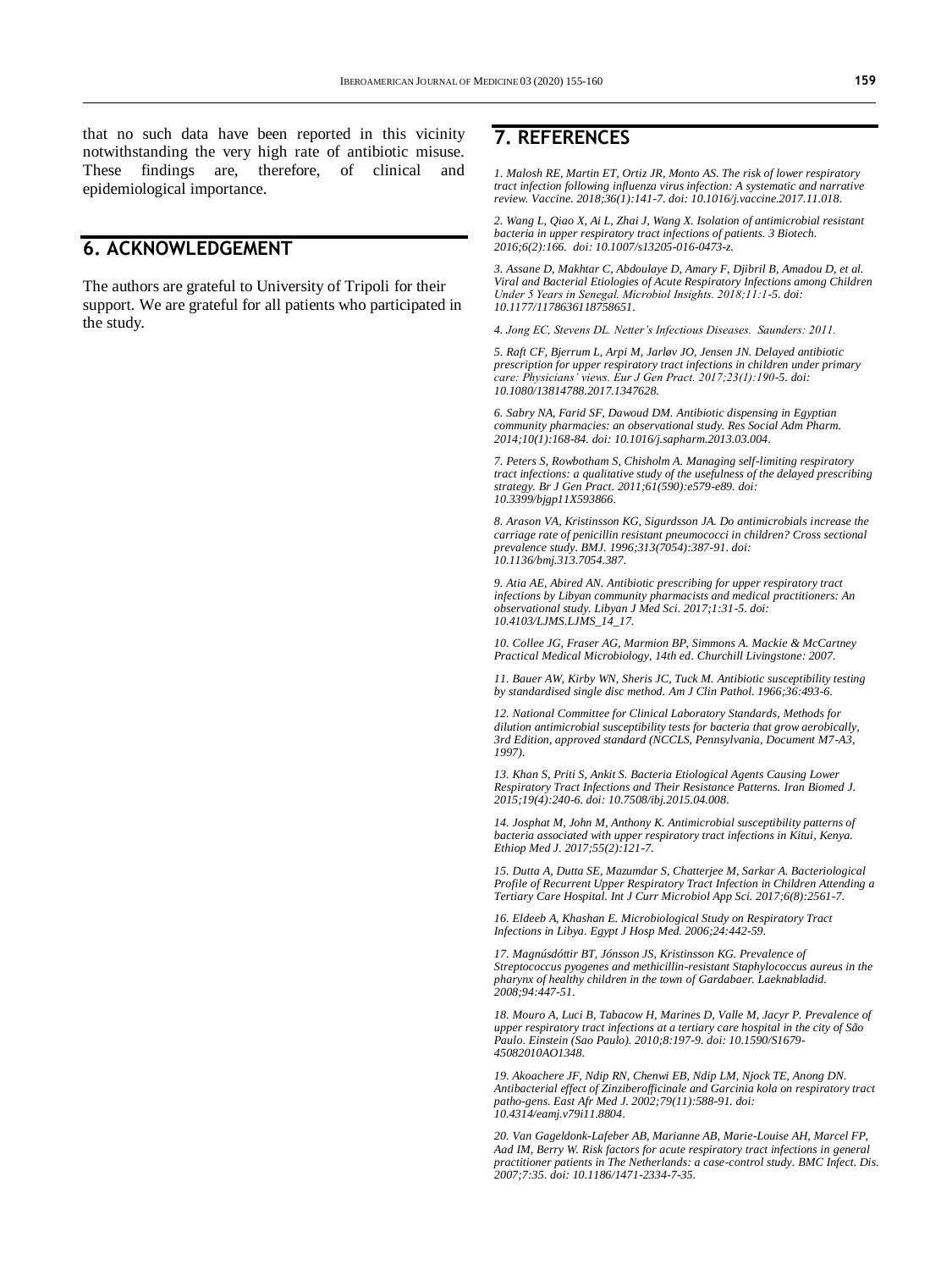that no such data have been reported in this vicinity notwithstanding the very high rate of antibiotic misuse. These findings are, therefore, of clinical and epidemiological importance.

## 6. ACKNOWLEDGEMENT

The authors are grateful to University of Tripoli for their support. We are grateful for all patients who participated in the study.

## 7. REFERENCES

*1. Malosh RE, Martin ET, Ortiz JR, Monto AS. The risk of lower respiratory tract infection following influenza virus infection: A systematic and narrative review. Vaccine. 2018;36(1):141-7. doi: 10.1016/j.vaccine.2017.11.018.*

*2. Wang L, Qiao X, Ai L, Zhai J, Wang X. Isolation of antimicrobial resistant bacteria in upper respiratory tract infections of patients. 3 Biotech. 2016;6(2):166. doi: 10.1007/s13205-016-0473-z.*

*3. Assane D, Makhtar C, Abdoulaye D, Amary F, Djibril B, Amadou D, et al. Viral and Bacterial Etiologies of Acute Respiratory Infections among Children Under 5 Years in Senegal. Microbiol Insights. 2018;11:1-5. doi: 10.1177/1178636118758651.*

*4. Jong EC, Stevens DL. Netter's Infectious Diseases. Saunders: 2011.*

*5. Raft CF, Bjerrum L, Arpi M, Jarløv JO, Jensen JN. Delayed antibiotic prescription for upper respiratory tract infections in children under primary care: Physicians' views. Eur J Gen Pract. 2017;23(1):190-5. doi: 10.1080/13814788.2017.1347628.*

*6. Sabry NA, Farid SF, Dawoud DM. Antibiotic dispensing in Egyptian community pharmacies: an observational study. Res Social Adm Pharm. 2014;10(1):168-84. doi: 10.1016/j.sapharm.2013.03.004.*

*7. Peters S, Rowbotham S, Chisholm A. Managing self-limiting respiratory tract infections: a qualitative study of the usefulness of the delayed prescribing strategy. Br J Gen Pract. 2011;61(590):e579-e89. doi: 10.3399/bjgp11X593866.*

*8. Arason VA, Kristinsson KG, Sigurdsson JA. Do antimicrobials increase the carriage rate of penicillin resistant pneumococci in children? Cross sectional prevalence study. BMJ. 1996;313(7054):387-91. doi: 10.1136/bmj.313.7054.387.*

*9. Atia AE, Abired AN. Antibiotic prescribing for upper respiratory tract infections by Libyan community pharmacists and medical practitioners: An observational study. Libyan J Med Sci. 2017;1:31-5. doi: 10.4103/LJMS.LJMS_14_17.*

*10. Collee JG, Fraser AG, Marmion BP, Simmons A. Mackie & McCartney Practical Medical Microbiology, 14th ed. Churchill Livingstone: 2007.*

*11. Bauer AW, Kirby WN, Sheris JC, Tuck M. Antibiotic susceptibility testing by standardised single disc method. Am J Clin Pathol. 1966;36:493-6.*

*12. National Committee for Clinical Laboratory Standards, Methods for dilution antimicrobial susceptibility tests for bacteria that grow aerobically, 3rd Edition, approved standard (NCCLS, Pennsylvania, Document M7-A3, 1997).*

*13. Khan S, Priti S, Ankit S. Bacteria Etiological Agents Causing Lower Respiratory Tract Infections and Their Resistance Patterns. Iran Biomed J. 2015;19(4):240-6. doi: 10.7508/ibj.2015.04.008.*

*14. Josphat M, John M, Anthony K. Antimicrobial susceptibility patterns of bacteria associated with upper respiratory tract infections in Kitui, Kenya. Ethiop Med J. 2017;55(2):121-7.*

*15. Dutta A, Dutta SE, Mazumdar S, Chatterjee M, Sarkar A. Bacteriological Profile of Recurrent Upper Respiratory Tract Infection in Children Attending a Tertiary Care Hospital. Int J Curr Microbiol App Sci. 2017;6(8):2561-7.*

*16. Eldeeb A, Khashan E. Microbiological Study on Respiratory Tract Infections in Libya. Egypt J Hosp Med. 2006;24:442-59.*

*17. Magnúsdóttir BT, Jónsson JS, Kristinsson KG. Prevalence of Streptococcus pyogenes and methicillin-resistant Staphylococcus aureus in the pharynx of healthy children in the town of Gardabaer. Laeknabladid. 2008;94:447-51.*

*18. Mouro A, Luci B, Tabacow H, Marines D, Valle M, Jacyr P. Prevalence of upper respiratory tract infections at a tertiary care hospital in the city of São Paulo. Einstein (Sao Paulo). 2010;8:197-9. doi: 10.1590/S1679-45082010AO1348.*

*19. Akoachere JF, Ndip RN, Chenwi EB, Ndip LM, Njock TE, Anong DN. Antibacterial effect of Zinziberofficinale and Garcinia kola on respiratory tract patho-gens. East Afr Med J. 2002;79(11):588-91. doi: 10.4314/eamj.v79i11.8804.*

*20. Van Gageldonk-Lafeber AB, Marianne AB, Marie-Louise AH, Marcel FP, Aad IM, Berry W. Risk factors for acute respiratory tract infections in general practitioner patients in The Netherlands: a case-control study. BMC Infect. Dis. 2007;7:35. doi: 10.1186/1471-2334-7-35.*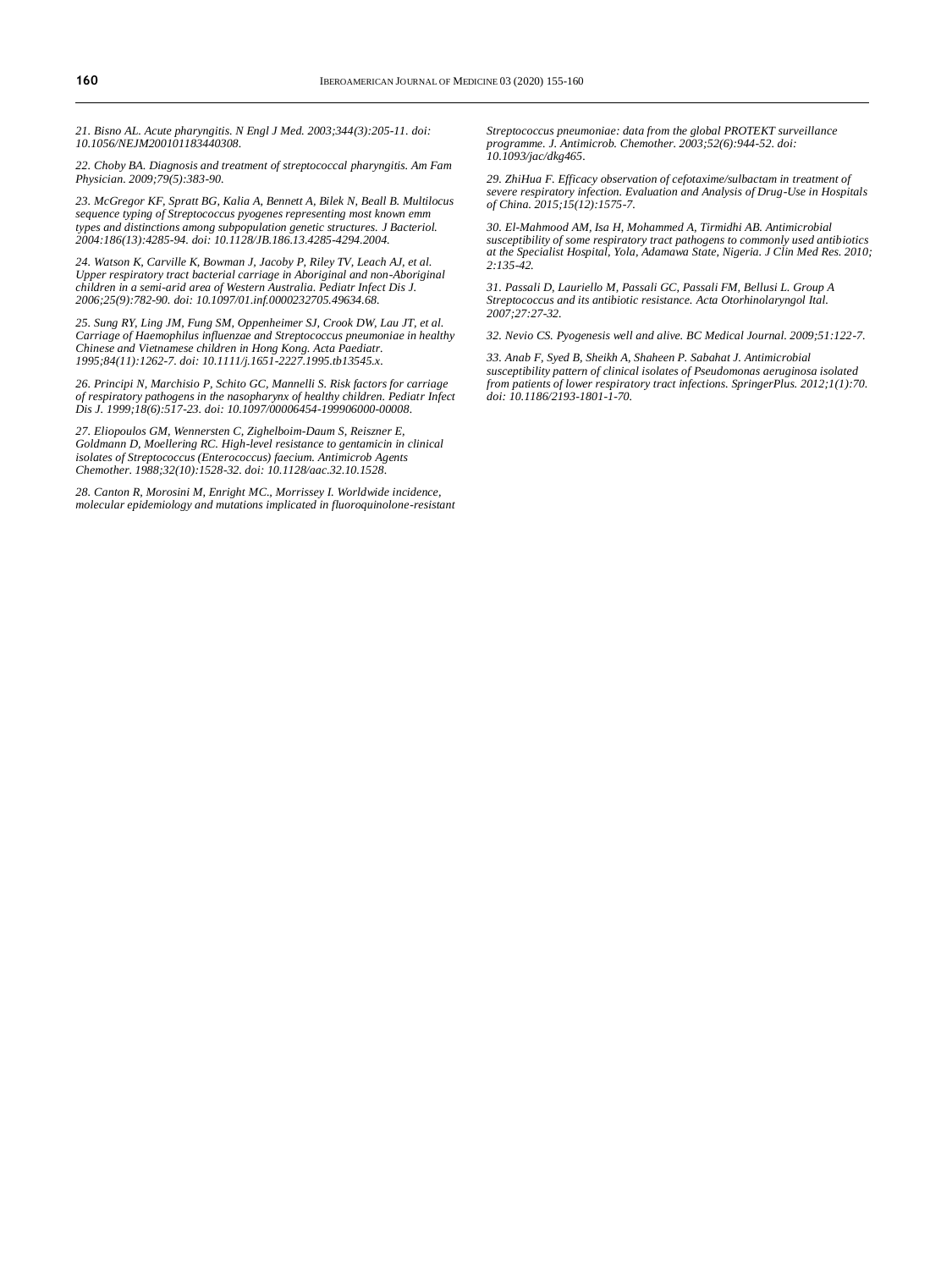*21. Bisno AL. Acute pharyngitis. N Engl J Med. 2003;344(3):205-11. doi: 10.1056/NEJM200101183440308.*

*22. Choby BA. Diagnosis and treatment of streptococcal pharyngitis. Am Fam Physician. 2009;79(5):383-90.*

*23. McGregor KF, Spratt BG, Kalia A, Bennett A, Bilek N, Beall B. Multilocus sequence typing of Streptococcus pyogenes representing most known emm types and distinctions among subpopulation genetic structures. J Bacteriol. 2004:186(13):4285-94. doi: 10.1128/JB.186.13.4285-4294.2004.*

*24. Watson K, Carville K, Bowman J, Jacoby P, Riley TV, Leach AJ, et al. Upper respiratory tract bacterial carriage in Aboriginal and non-Aboriginal children in a semi-arid area of Western Australia. Pediatr Infect Dis J. 2006;25(9):782-90. doi: 10.1097/01.inf.0000232705.49634.68.*

*25. Sung RY, Ling JM, Fung SM, Oppenheimer SJ, Crook DW, Lau JT, et al. Carriage of Haemophilus influenzae and Streptococcus pneumoniae in healthy Chinese and Vietnamese children in Hong Kong. Acta Paediatr. 1995;84(11):1262-7. doi: 10.1111/j.1651-2227.1995.tb13545.x.*

*26. Principi N, Marchisio P, Schito GC, Mannelli S. Risk factors for carriage of respiratory pathogens in the nasopharynx of healthy children. Pediatr Infect Dis J. 1999;18(6):517-23. doi: 10.1097/00006454-199906000-00008.*

*27. Eliopoulos GM, Wennersten C, Zighelboim-Daum S, Reiszner E, Goldmann D, Moellering RC. High-level resistance to gentamicin in clinical isolates of Streptococcus (Enterococcus) faecium. Antimicrob Agents Chemother. 1988;32(10):1528-32. doi: 10.1128/aac.32.10.1528.*

*28. Canton R, Morosini M, Enright MC., Morrissey I. Worldwide incidence, molecular epidemiology and mutations implicated in fluoroquinolone-resistant Streptococcus pneumoniae: data from the global PROTEKT surveillance programme. J. Antimicrob. Chemother. 2003;52(6):944-52. doi: 10.1093/jac/dkg465.*

*29. ZhiHua F. Efficacy observation of cefotaxime/sulbactam in treatment of severe respiratory infection. Evaluation and Analysis of Drug-Use in Hospitals of China. 2015;15(12):1575-7.*

*30. El-Mahmood AM, Isa H, Mohammed A, Tirmidhi AB. Antimicrobial susceptibility of some respiratory tract pathogens to commonly used antibiotics at the Specialist Hospital, Yola, Adamawa State, Nigeria. J Clin Med Res. 2010; 2:135-42.*

*31. Passali D, Lauriello M, Passali GC, Passali FM, Bellusi L. Group A Streptococcus and its antibiotic resistance. Acta Otorhinolaryngol Ital. 2007;27:27-32.*

*32. Nevio CS. Pyogenesis well and alive. BC Medical Journal. 2009;51:122-7.*

*33. Anab F, Syed B, Sheikh A, Shaheen P. Sabahat J. Antimicrobial susceptibility pattern of clinical isolates of Pseudomonas aeruginosa isolated from patients of lower respiratory tract infections. SpringerPlus. 2012;1(1):70. doi: 10.1186/2193-1801-1-70.*